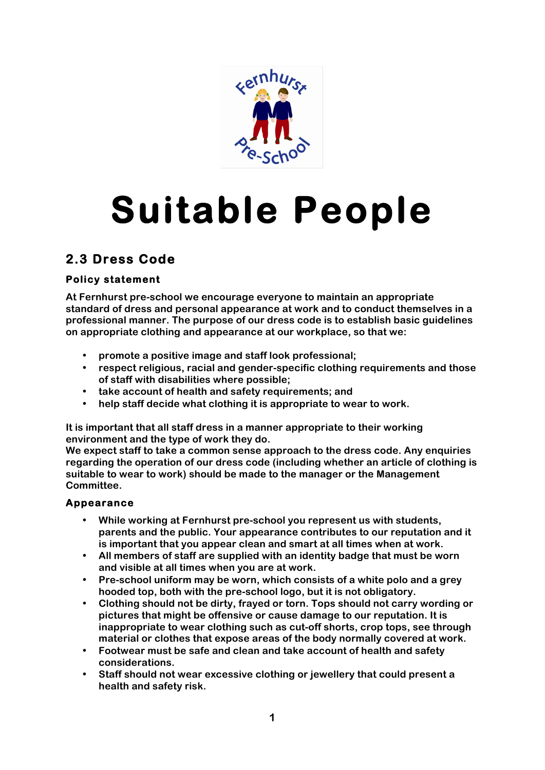# Suitable People

## 2.3 Dress Code

### Policy statement

At Fernhurst pre-school we encourage everyone to maintain an appropriate standard of dress and personal appearance at work and to conduct themselves in a professional manner. The purpose of our dress code is to establish basic guidelines on appropriate clothing and appearance at our workplace, so that we:

- promote a positive image and staff look professional;
- respect religious, racial and gender-specific clothing requirements and those of staff with disabilities where possible;
- take account of health and safety requirements; and
- help staff decide what clothing it is appropriate to wear to work.

It is important that all staff dress in a manner appropriate to their working environment and the type of work they do.
We expect staff to take a common sense approach to the dress code. Any enquiries regarding the operation of our dress code (including whether an article of clothing is suitable to wear to work) should be made to the manager or the Management Committee.

### Appearance

- While working at Fernhurst pre-school you represent us with students, parents and the public. Your appearance contributes to our reputation and it is important that you appear clean and smart at all times when at work.
- All members of staff are supplied with an identity badge that must be worn and visible at all times when you are at work.
- Pre-school uniform may be worn, which consists of a white polo and a grey hooded top, both with the pre-school logo, but it is not obligatory.
- Clothing should not be dirty, frayed or torn. Tops should not carry wording or pictures that might be offensive or cause damage to our reputation. It is inappropriate to wear clothing such as cut-off shorts, crop tops, see through material or clothes that expose areas of the body normally covered at work.
- Footwear must be safe and clean and take account of health and safety considerations.
- Staff should not wear excessive clothing or jewellery that could present a health and safety risk.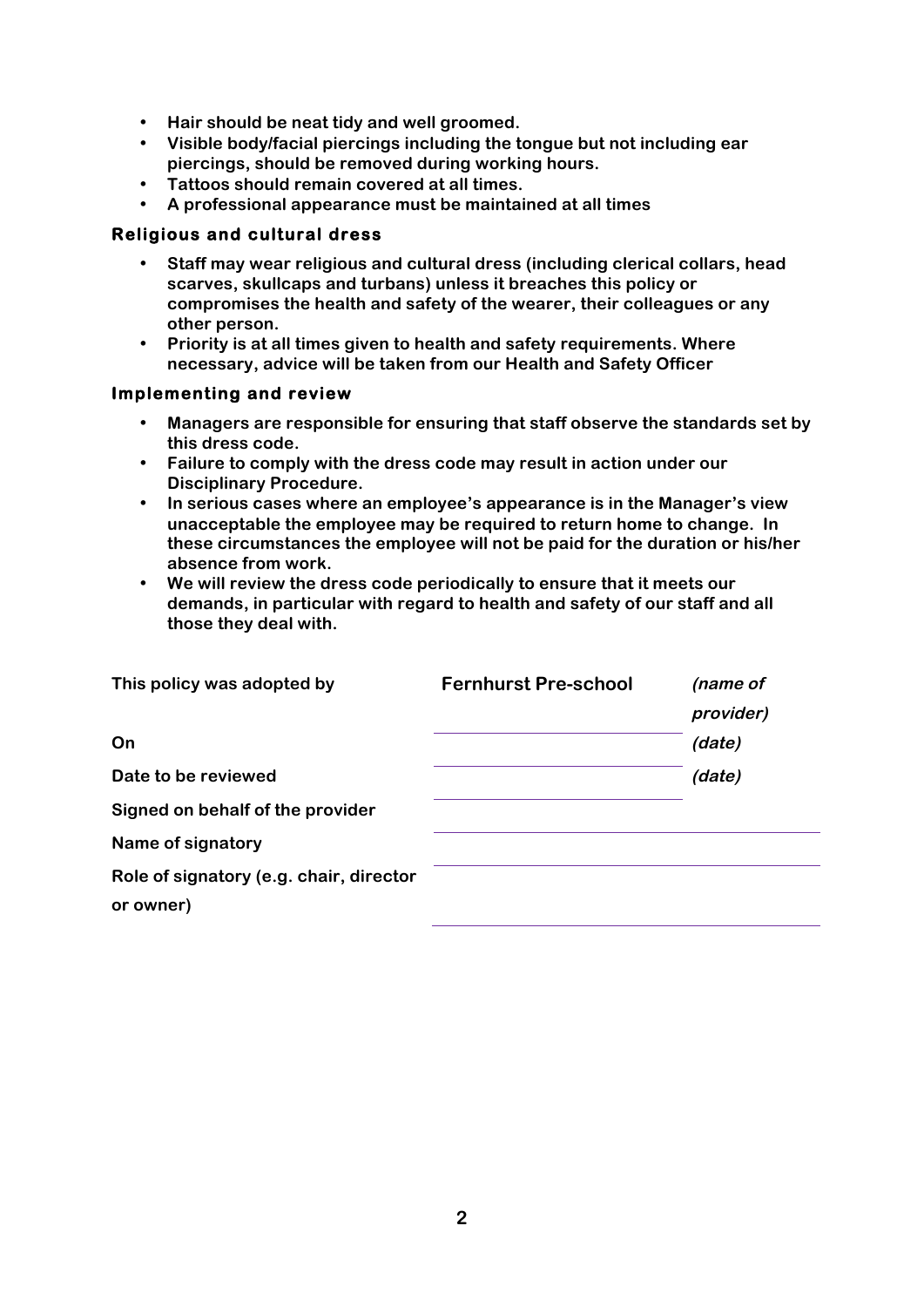- **Hair should be neat tidy and well groomed.**
- **Visible body/facial piercings including the tongue but not including ear piercings, should be removed during working hours.**
- **Tattoos should remain covered at all times.**
- **A professional appearance must be maintained at all times**

### Religious and cultural dress

- **Staff may wear religious and cultural dress (including clerical collars, head scarves, skullcaps and turbans) unless it breaches this policy or compromises the health and safety of the wearer, their colleagues or any other person.**
- **Priority is at all times given to health and safety requirements. Where necessary, advice will be taken from our Health and Safety Officer**

### Implementing and review

- **Managers are responsible for ensuring that staff observe the standards set by this dress code.**
- **Failure to comply with the dress code may result in action under our Disciplinary Procedure.**
- **In serious cases where an employee's appearance is in the Manager's view unacceptable the employee may be required to return home to change. In these circumstances the employee will not be paid for the duration or his/her absence from work.**
- **We will review the dress code periodically to ensure that it meets our demands, in particular with regard to health and safety of our staff and all those they deal with.**

| | | |
|---|---|---|
| **This policy was adopted by** | **Fernhurst Pre-school** | ***(name of provider)*** |
| **On** | | ***(date)*** |
| **Date to be reviewed** | | ***(date)*** |
| **Signed on behalf of the provider** | | |
| **Name of signatory** | | |
| **Role of signatory (e.g. chair, director or owner)** | | |